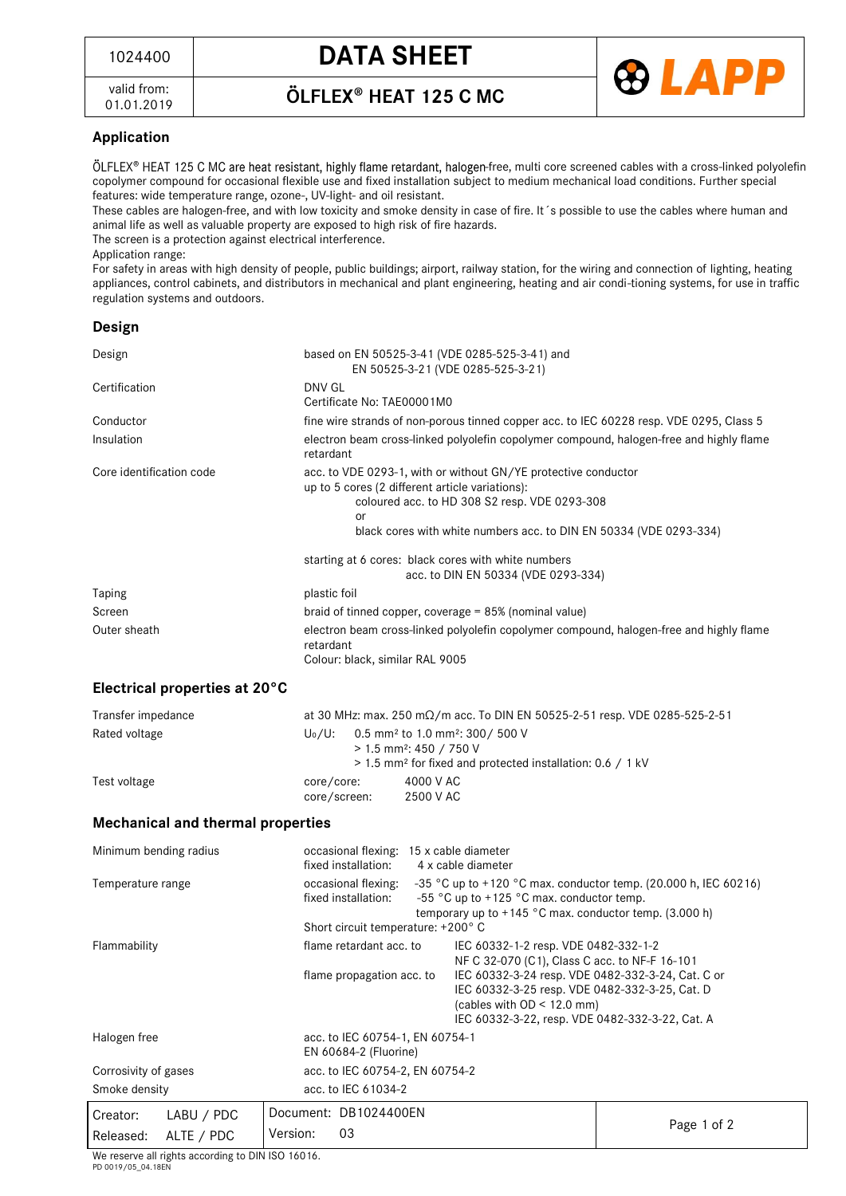1024400

valid from: 01.01.2019

# DATA SHEET

## ÖLFLEX® HEAT 125 C MC

### Application

ÖLFLEX® HEAT 125 C MC are heat resistant, highly flame retardant, halogen-free, multi core screened cables with a cross-linked polyolefin copolymer compound for occasional flexible use and fixed installation subject to medium mechanical load conditions. Further special features: wide temperature range, ozone-, UV-light- and oil resistant.

These cables are halogen-free, and with low toxicity and smoke density in case of fire. It´s possible to use the cables where human and animal life as well as valuable property are exposed to high risk of fire hazards.

The screen is a protection against electrical interference.

Application range:

For safety in areas with high density of people, public buildings; airport, railway station, for the wiring and connection of lighting, heating appliances, control cabinets, and distributors in mechanical and plant engineering, heating and air condi-tioning systems, for use in traffic regulation systems and outdoors.

### Design

| | |
|---|---|
| Design | based on EN 50525-3-41 (VDE 0285-525-3-41) and EN 50525-3-21 (VDE 0285-525-3-21) |
| Certification | DNV GL<br>Certificate No: TAE00001M0 |
| Conductor | fine wire strands of non-porous tinned copper acc. to IEC 60228 resp. VDE 0295, Class 5 |
| Insulation | electron beam cross-linked polyolefin copolymer compound, halogen-free and highly flame retardant |
| Core identification code | acc. to VDE 0293-1, with or without GN/YE protective conductor<br>up to 5 cores (2 different article variations):<br>coloured acc. to HD 308 S2 resp. VDE 0293-308<br>or<br>black cores with white numbers acc. to DIN EN 50334 (VDE 0293-334)<br><br>starting at 6 cores: black cores with white numbers acc. to DIN EN 50334 (VDE 0293-334) |
| Taping | plastic foil |
| Screen | braid of tinned copper, coverage = 85% (nominal value) |
| Outer sheath | electron beam cross-linked polyolefin copolymer compound, halogen-free and highly flame retardant<br>Colour: black, similar RAL 9005 |

### Electrical properties at 20°C

| | |
|---|---|
| Transfer impedance | at 30 MHz: max. 250 mΩ/m acc. To DIN EN 50525-2-51 resp. VDE 0285-525-2-51 |
| Rated voltage | $U_0/U$: 0.5 mm² to 1.0 mm²: 300/ 500 V<br>> 1.5 mm²: 450 / 750 V<br>> 1.5 mm² for fixed and protected installation: 0.6 / 1 kV |
| Test voltage | core/core: 4000 V AC<br>core/screen: 2500 V AC |

### Mechanical and thermal properties

| | |
|---|---|
| Minimum bending radius | occasional flexing: 15 x cable diameter<br>fixed installation: 4 x cable diameter |
| Temperature range | occasional flexing: -35 °C up to +120 °C max. conductor temp. (20.000 h, IEC 60216)<br>fixed installation: -55 °C up to +125 °C max. conductor temp.<br>temporary up to +145 °C max. conductor temp. (3.000 h)<br>Short circuit temperature: +200° C |
| Flammability | flame retardant acc. to IEC 60332-1-2 resp. VDE 0482-332-1-2<br>NF C 32-070 (C1), Class C acc. to NF-F 16-101<br>flame propagation acc. to IEC 60332-3-24 resp. VDE 0482-332-3-24, Cat. C or IEC 60332-3-25 resp. VDE 0482-332-3-25, Cat. D (cables with OD < 12.0 mm)<br>IEC 60332-3-22, resp. VDE 0482-332-3-22, Cat. A |
| Halogen free | acc. to IEC 60754-1, EN 60754-1<br>EN 60684-2 (Fluorine) |
| Corrosivity of gases | acc. to IEC 60754-2, EN 60754-2 |
| Smoke density | acc. to IEC 61034-2 |

| | |
|---|---|
| Creator: LABU / PDC | Document: DB1024400EN |
| Released: ALTE / PDC | Version: 03 |

We reserve all rights according to DIN ISO 16016.

PD 0019/05_04.18EN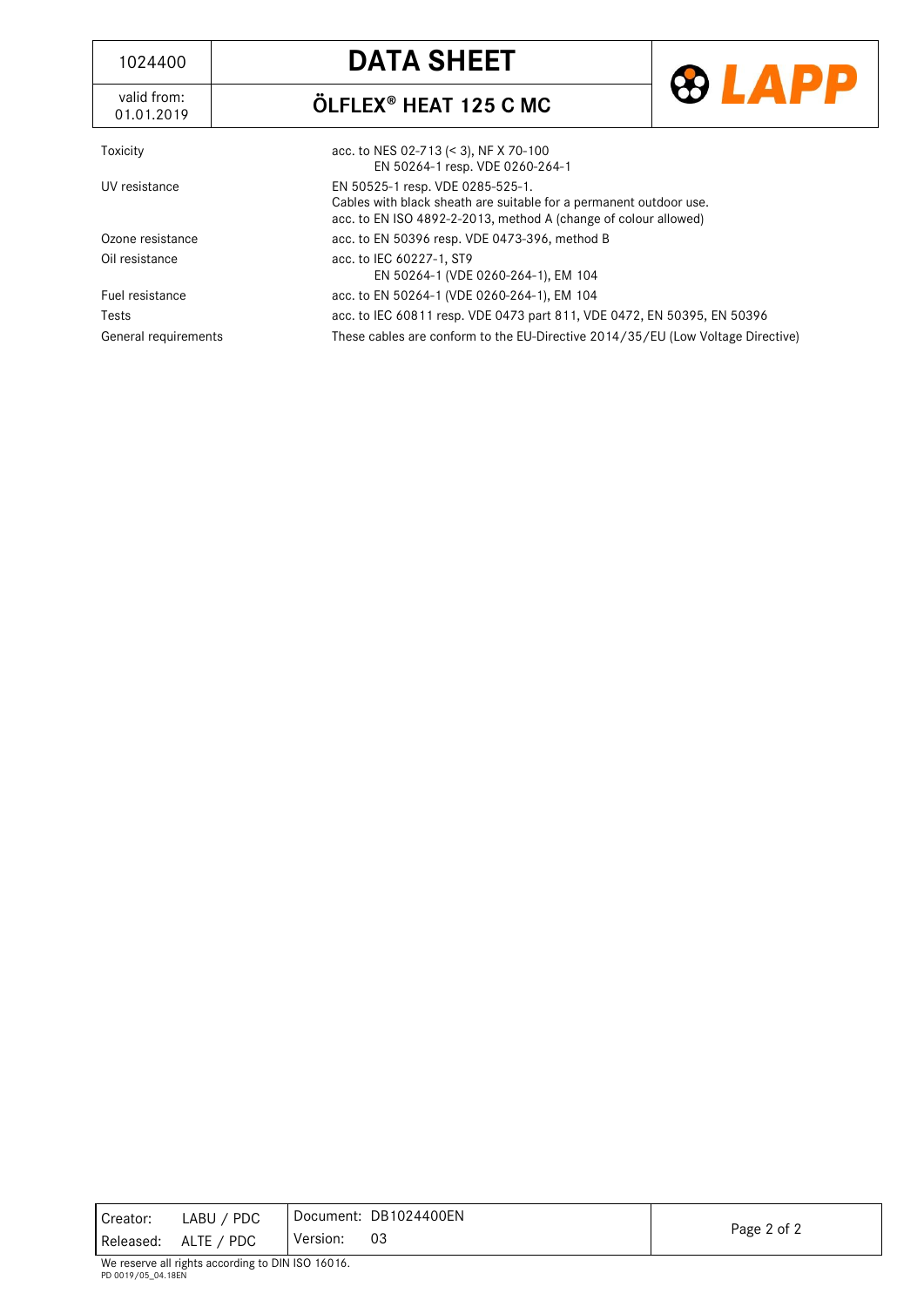| | |
|---|---|
| Toxicity | acc. to NES 02-713 (< 3), NF X 70-100<br>EN 50264-1 resp. VDE 0260-264-1 |
| UV resistance | EN 50525-1 resp. VDE 0285-525-1.<br>Cables with black sheath are suitable for a permanent outdoor use.<br>acc. to EN ISO 4892-2-2013, method A (change of colour allowed) |
| Ozone resistance | acc. to EN 50396 resp. VDE 0473-396, method B |
| Oil resistance | acc. to IEC 60227-1, ST9<br>EN 50264-1 (VDE 0260-264-1), EM 104 |
| Fuel resistance | acc. to EN 50264-1 (VDE 0260-264-1), EM 104 |
| Tests | acc. to IEC 60811 resp. VDE 0473 part 811, VDE 0472, EN 50395, EN 50396 |
| General requirements | These cables are conform to the EU-Directive 2014/35/EU (Low Voltage Directive) |